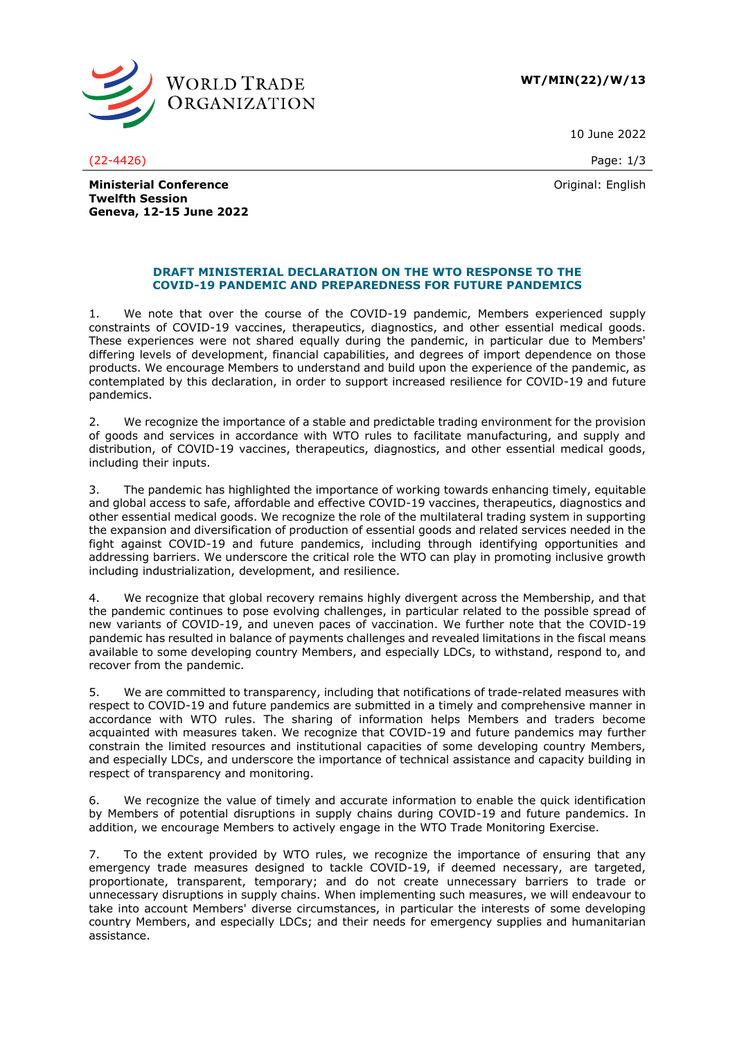**WT/MIN(22)/W/13**

10 June 2022

(22-4426)

Original: English

**Ministerial Conference**
**Twelfth Session**
**Geneva, 12-15 June 2022**

## DRAFT MINISTERIAL DECLARATION ON THE WTO RESPONSE TO THE COVID-19 PANDEMIC AND PREPAREDNESS FOR FUTURE PANDEMICS

1. We note that over the course of the COVID-19 pandemic, Members experienced supply constraints of COVID-19 vaccines, therapeutics, diagnostics, and other essential medical goods. These experiences were not shared equally during the pandemic, in particular due to Members' differing levels of development, financial capabilities, and degrees of import dependence on those products. We encourage Members to understand and build upon the experience of the pandemic, as contemplated by this declaration, in order to support increased resilience for COVID-19 and future pandemics.

2. We recognize the importance of a stable and predictable trading environment for the provision of goods and services in accordance with WTO rules to facilitate manufacturing, and supply and distribution, of COVID-19 vaccines, therapeutics, diagnostics, and other essential medical goods, including their inputs.

3. The pandemic has highlighted the importance of working towards enhancing timely, equitable and global access to safe, affordable and effective COVID-19 vaccines, therapeutics, diagnostics and other essential medical goods. We recognize the role of the multilateral trading system in supporting the expansion and diversification of production of essential goods and related services needed in the fight against COVID-19 and future pandemics, including through identifying opportunities and addressing barriers. We underscore the critical role the WTO can play in promoting inclusive growth including industrialization, development, and resilience.

4. We recognize that global recovery remains highly divergent across the Membership, and that the pandemic continues to pose evolving challenges, in particular related to the possible spread of new variants of COVID-19, and uneven paces of vaccination. We further note that the COVID-19 pandemic has resulted in balance of payments challenges and revealed limitations in the fiscal means available to some developing country Members, and especially LDCs, to withstand, respond to, and recover from the pandemic.

5. We are committed to transparency, including that notifications of trade-related measures with respect to COVID-19 and future pandemics are submitted in a timely and comprehensive manner in accordance with WTO rules. The sharing of information helps Members and traders become acquainted with measures taken. We recognize that COVID-19 and future pandemics may further constrain the limited resources and institutional capacities of some developing country Members, and especially LDCs, and underscore the importance of technical assistance and capacity building in respect of transparency and monitoring.

6. We recognize the value of timely and accurate information to enable the quick identification by Members of potential disruptions in supply chains during COVID-19 and future pandemics. In addition, we encourage Members to actively engage in the WTO Trade Monitoring Exercise.

7. To the extent provided by WTO rules, we recognize the importance of ensuring that any emergency trade measures designed to tackle COVID-19, if deemed necessary, are targeted, proportionate, transparent, temporary; and do not create unnecessary barriers to trade or unnecessary disruptions in supply chains. When implementing such measures, we will endeavour to take into account Members' diverse circumstances, in particular the interests of some developing country Members, and especially LDCs; and their needs for emergency supplies and humanitarian assistance.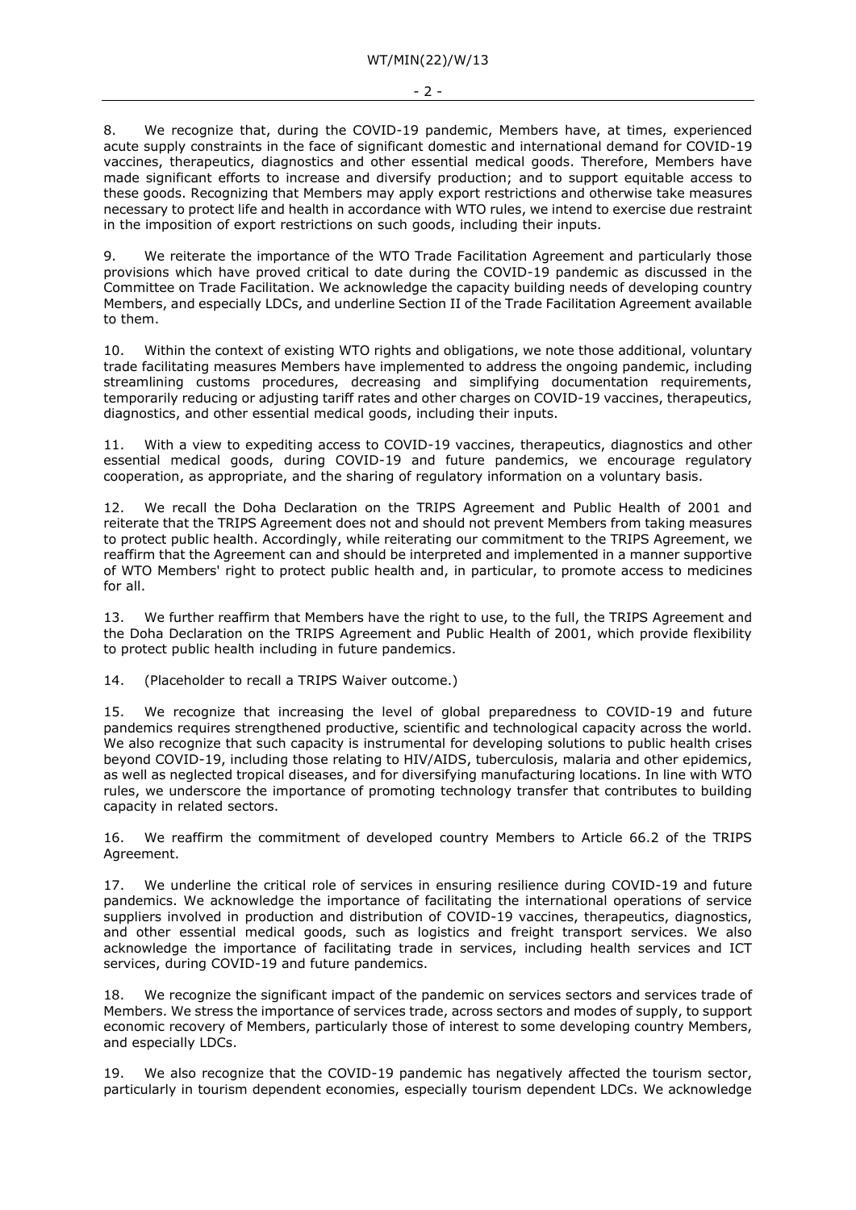8. We recognize that, during the COVID-19 pandemic, Members have, at times, experienced acute supply constraints in the face of significant domestic and international demand for COVID-19 vaccines, therapeutics, diagnostics and other essential medical goods. Therefore, Members have made significant efforts to increase and diversify production; and to support equitable access to these goods. Recognizing that Members may apply export restrictions and otherwise take measures necessary to protect life and health in accordance with WTO rules, we intend to exercise due restraint in the imposition of export restrictions on such goods, including their inputs.

9. We reiterate the importance of the WTO Trade Facilitation Agreement and particularly those provisions which have proved critical to date during the COVID-19 pandemic as discussed in the Committee on Trade Facilitation. We acknowledge the capacity building needs of developing country Members, and especially LDCs, and underline Section II of the Trade Facilitation Agreement available to them.

10. Within the context of existing WTO rights and obligations, we note those additional, voluntary trade facilitating measures Members have implemented to address the ongoing pandemic, including streamlining customs procedures, decreasing and simplifying documentation requirements, temporarily reducing or adjusting tariff rates and other charges on COVID-19 vaccines, therapeutics, diagnostics, and other essential medical goods, including their inputs.

11. With a view to expediting access to COVID-19 vaccines, therapeutics, diagnostics and other essential medical goods, during COVID-19 and future pandemics, we encourage regulatory cooperation, as appropriate, and the sharing of regulatory information on a voluntary basis.

12. We recall the Doha Declaration on the TRIPS Agreement and Public Health of 2001 and reiterate that the TRIPS Agreement does not and should not prevent Members from taking measures to protect public health. Accordingly, while reiterating our commitment to the TRIPS Agreement, we reaffirm that the Agreement can and should be interpreted and implemented in a manner supportive of WTO Members' right to protect public health and, in particular, to promote access to medicines for all.

13. We further reaffirm that Members have the right to use, to the full, the TRIPS Agreement and the Doha Declaration on the TRIPS Agreement and Public Health of 2001, which provide flexibility to protect public health including in future pandemics.

14. (Placeholder to recall a TRIPS Waiver outcome.)

15. We recognize that increasing the level of global preparedness to COVID-19 and future pandemics requires strengthened productive, scientific and technological capacity across the world. We also recognize that such capacity is instrumental for developing solutions to public health crises beyond COVID-19, including those relating to HIV/AIDS, tuberculosis, malaria and other epidemics, as well as neglected tropical diseases, and for diversifying manufacturing locations. In line with WTO rules, we underscore the importance of promoting technology transfer that contributes to building capacity in related sectors.

16. We reaffirm the commitment of developed country Members to Article 66.2 of the TRIPS Agreement.

17. We underline the critical role of services in ensuring resilience during COVID-19 and future pandemics. We acknowledge the importance of facilitating the international operations of service suppliers involved in production and distribution of COVID-19 vaccines, therapeutics, diagnostics, and other essential medical goods, such as logistics and freight transport services. We also acknowledge the importance of facilitating trade in services, including health services and ICT services, during COVID-19 and future pandemics.

18. We recognize the significant impact of the pandemic on services sectors and services trade of Members. We stress the importance of services trade, across sectors and modes of supply, to support economic recovery of Members, particularly those of interest to some developing country Members, and especially LDCs.

19. We also recognize that the COVID-19 pandemic has negatively affected the tourism sector, particularly in tourism dependent economies, especially tourism dependent LDCs. We acknowledge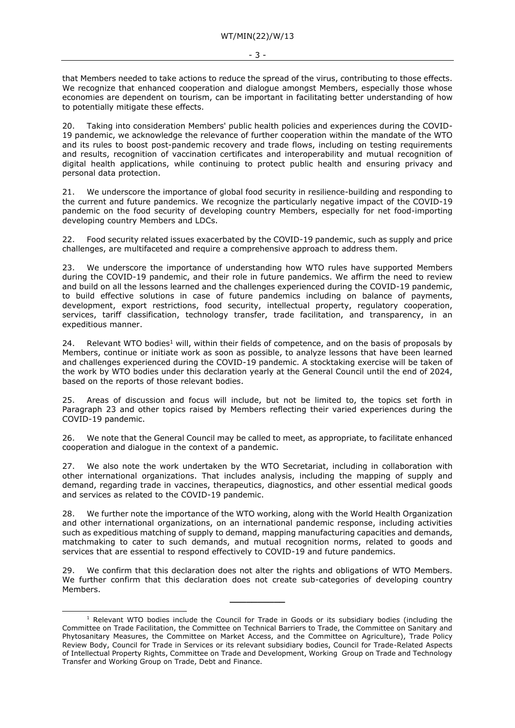that Members needed to take actions to reduce the spread of the virus, contributing to those effects. We recognize that enhanced cooperation and dialogue amongst Members, especially those whose economies are dependent on tourism, can be important in facilitating better understanding of how to potentially mitigate these effects.

20. Taking into consideration Members' public health policies and experiences during the COVID-19 pandemic, we acknowledge the relevance of further cooperation within the mandate of the WTO and its rules to boost post-pandemic recovery and trade flows, including on testing requirements and results, recognition of vaccination certificates and interoperability and mutual recognition of digital health applications, while continuing to protect public health and ensuring privacy and personal data protection.

21. We underscore the importance of global food security in resilience-building and responding to the current and future pandemics. We recognize the particularly negative impact of the COVID-19 pandemic on the food security of developing country Members, especially for net food-importing developing country Members and LDCs.

22. Food security related issues exacerbated by the COVID-19 pandemic, such as supply and price challenges, are multifaceted and require a comprehensive approach to address them.

23. We underscore the importance of understanding how WTO rules have supported Members during the COVID-19 pandemic, and their role in future pandemics. We affirm the need to review and build on all the lessons learned and the challenges experienced during the COVID-19 pandemic, to build effective solutions in case of future pandemics including on balance of payments, development, export restrictions, food security, intellectual property, regulatory cooperation, services, tariff classification, technology transfer, trade facilitation, and transparency, in an expeditious manner.

24. Relevant WTO bodies[1] will, within their fields of competence, and on the basis of proposals by Members, continue or initiate work as soon as possible, to analyze lessons that have been learned and challenges experienced during the COVID-19 pandemic. A stocktaking exercise will be taken of the work by WTO bodies under this declaration yearly at the General Council until the end of 2024, based on the reports of those relevant bodies.

25. Areas of discussion and focus will include, but not be limited to, the topics set forth in Paragraph 23 and other topics raised by Members reflecting their varied experiences during the COVID-19 pandemic.

26. We note that the General Council may be called to meet, as appropriate, to facilitate enhanced cooperation and dialogue in the context of a pandemic.

27. We also note the work undertaken by the WTO Secretariat, including in collaboration with other international organizations. That includes analysis, including the mapping of supply and demand, regarding trade in vaccines, therapeutics, diagnostics, and other essential medical goods and services as related to the COVID-19 pandemic.

28. We further note the importance of the WTO working, along with the World Health Organization and other international organizations, on an international pandemic response, including activities such as expeditious matching of supply to demand, mapping manufacturing capacities and demands, matchmaking to cater to such demands, and mutual recognition norms, related to goods and services that are essential to respond effectively to COVID-19 and future pandemics.

29. We confirm that this declaration does not alter the rights and obligations of WTO Members. We further confirm that this declaration does not create sub-categories of developing country Members.

__________

[1] Relevant WTO bodies include the Council for Trade in Goods or its subsidiary bodies (including the Committee on Trade Facilitation, the Committee on Technical Barriers to Trade, the Committee on Sanitary and Phytosanitary Measures, the Committee on Market Access, and the Committee on Agriculture), Trade Policy Review Body, Council for Trade in Services or its relevant subsidiary bodies, Council for Trade-Related Aspects of Intellectual Property Rights, Committee on Trade and Development, Working Group on Trade and Technology Transfer and Working Group on Trade, Debt and Finance.